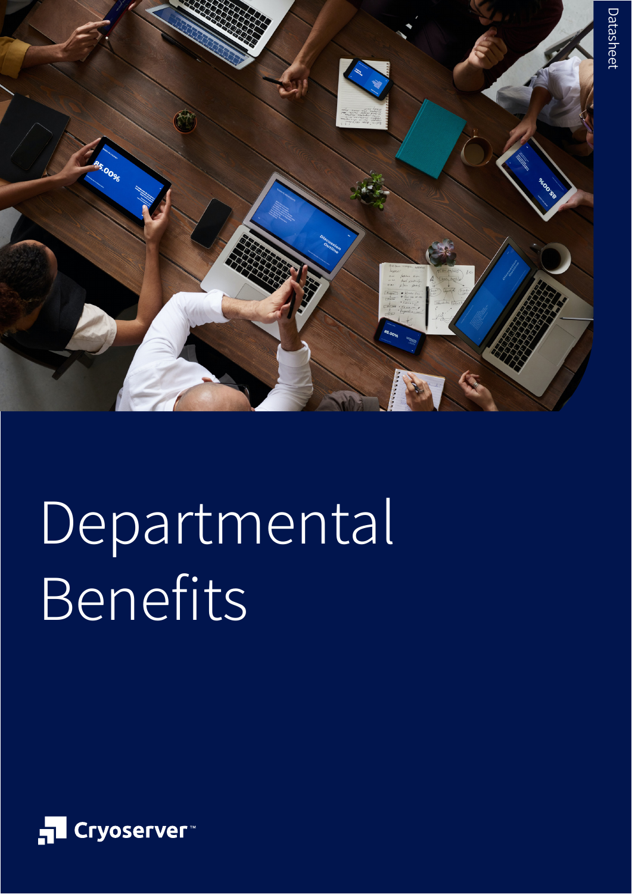Datasheet

# Departmental Benefits

Cryoserver™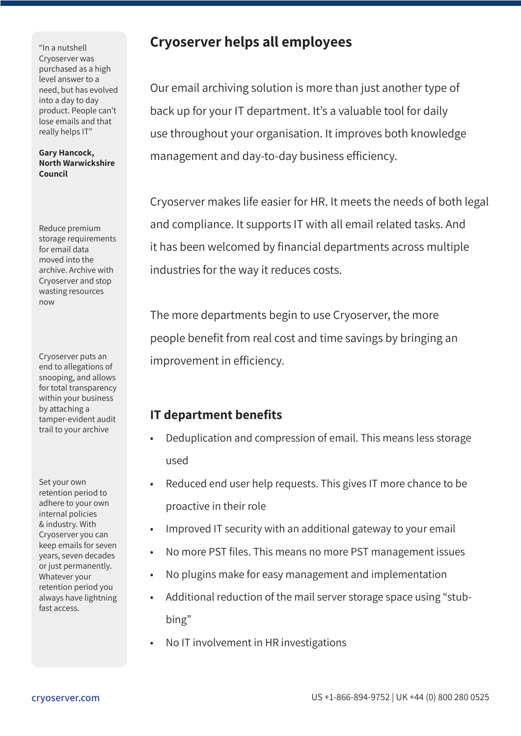## Cryoserver helps all employees

Our email archiving solution is more than just another type of back up for your IT department. It's a valuable tool for daily use throughout your organisation. It improves both knowledge management and day-to-day business efficiency.

Cryoserver makes life easier for HR. It meets the needs of both legal and compliance. It supports IT with all email related tasks. And it has been welcomed by financial departments across multiple industries for the way it reduces costs.

The more departments begin to use Cryoserver, the more people benefit from real cost and time savings by bringing an improvement in efficiency.

### IT department benefits

- Deduplication and compression of email. This means less storage used
- Reduced end user help requests. This gives IT more chance to be proactive in their role
- Improved IT security with an additional gateway to your email
- No more PST files. This means no more PST management issues
- No plugins make for easy management and implementation
- Additional reduction of the mail server storage space using "stub-bing"
- No IT involvement in HR investigations

"In a nutshell Cryoserver was purchased as a high level answer to a need, but has evolved into a day to day product. People can't lose emails and that really helps IT"

**Gary Hancock, North Warwickshire Council**

Reduce premium storage requirements for email data moved into the archive. Archive with Cryoserver and stop wasting resources now

Cryoserver puts an end to allegations of snooping, and allows for total transparency within your business by attaching a tamper-evident audit trail to your archive

Set your own retention period to adhere to your own internal policies & industry. With Cryoserver you can keep emails for seven years, seven decades or just permanently. Whatever your retention period you always have lightning fast access.

cryoserver.com

US +1-866-894-9752 | UK +44 (0) 800 280 0525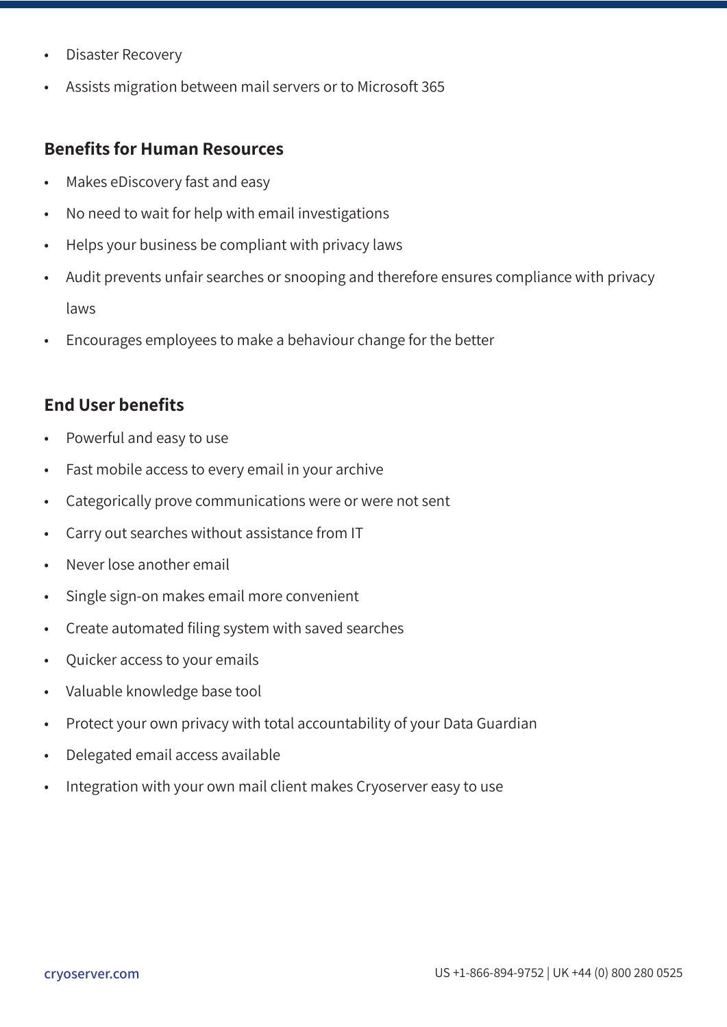- Disaster Recovery
- Assists migration between mail servers or to Microsoft 365

## Benefits for Human Resources

- Makes eDiscovery fast and easy
- No need to wait for help with email investigations
- Helps your business be compliant with privacy laws
- Audit prevents unfair searches or snooping and therefore ensures compliance with privacy laws
- Encourages employees to make a behaviour change for the better

## End User benefits

- Powerful and easy to use
- Fast mobile access to every email in your archive
- Categorically prove communications were or were not sent
- Carry out searches without assistance from IT
- Never lose another email
- Single sign-on makes email more convenient
- Create automated filing system with saved searches
- Quicker access to your emails
- Valuable knowledge base tool
- Protect your own privacy with total accountability of your Data Guardian
- Delegated email access available
- Integration with your own mail client makes Cryoserver easy to use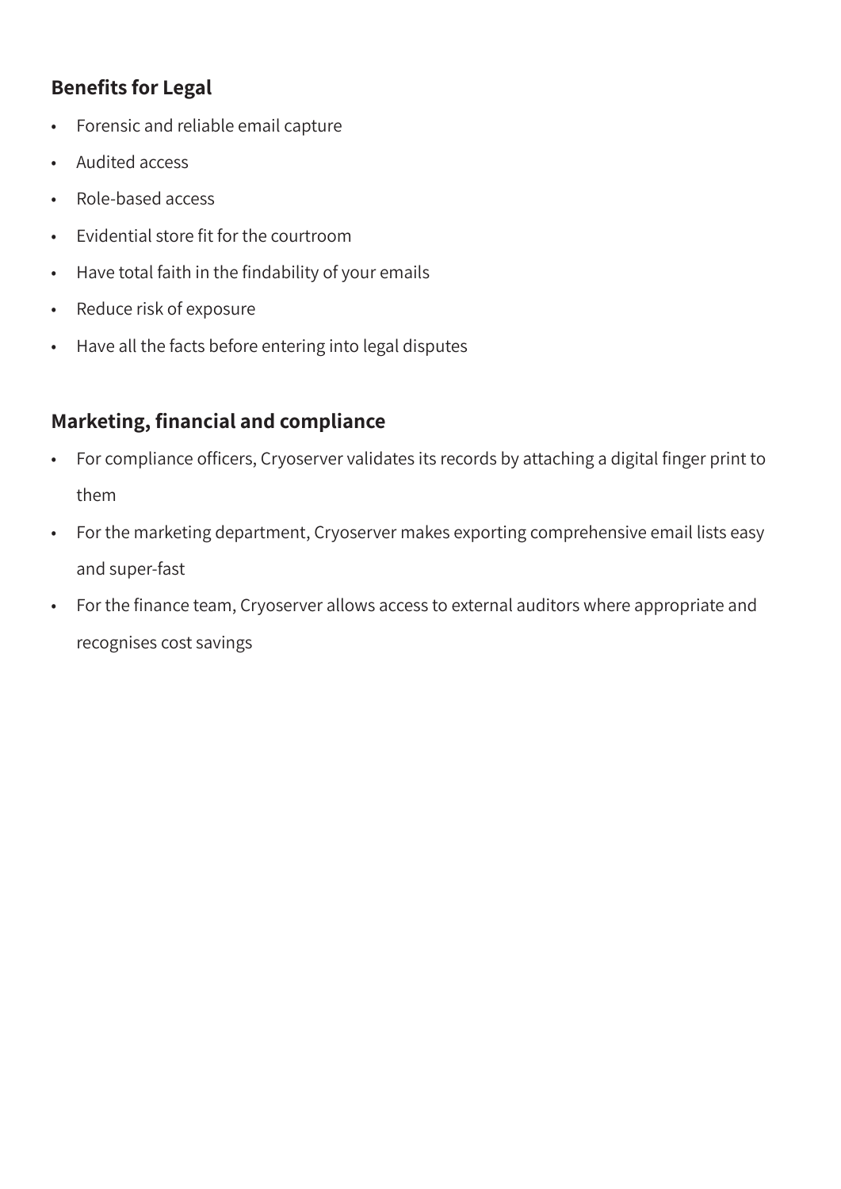### Benefits for Legal

- Forensic and reliable email capture
- Audited access
- Role-based access
- Evidential store fit for the courtroom
- Have total faith in the findability of your emails
- Reduce risk of exposure
- Have all the facts before entering into legal disputes

### Marketing, financial and compliance

- For compliance officers, Cryoserver validates its records by attaching a digital finger print to them
- For the marketing department, Cryoserver makes exporting comprehensive email lists easy and super-fast
- For the finance team, Cryoserver allows access to external auditors where appropriate and recognises cost savings